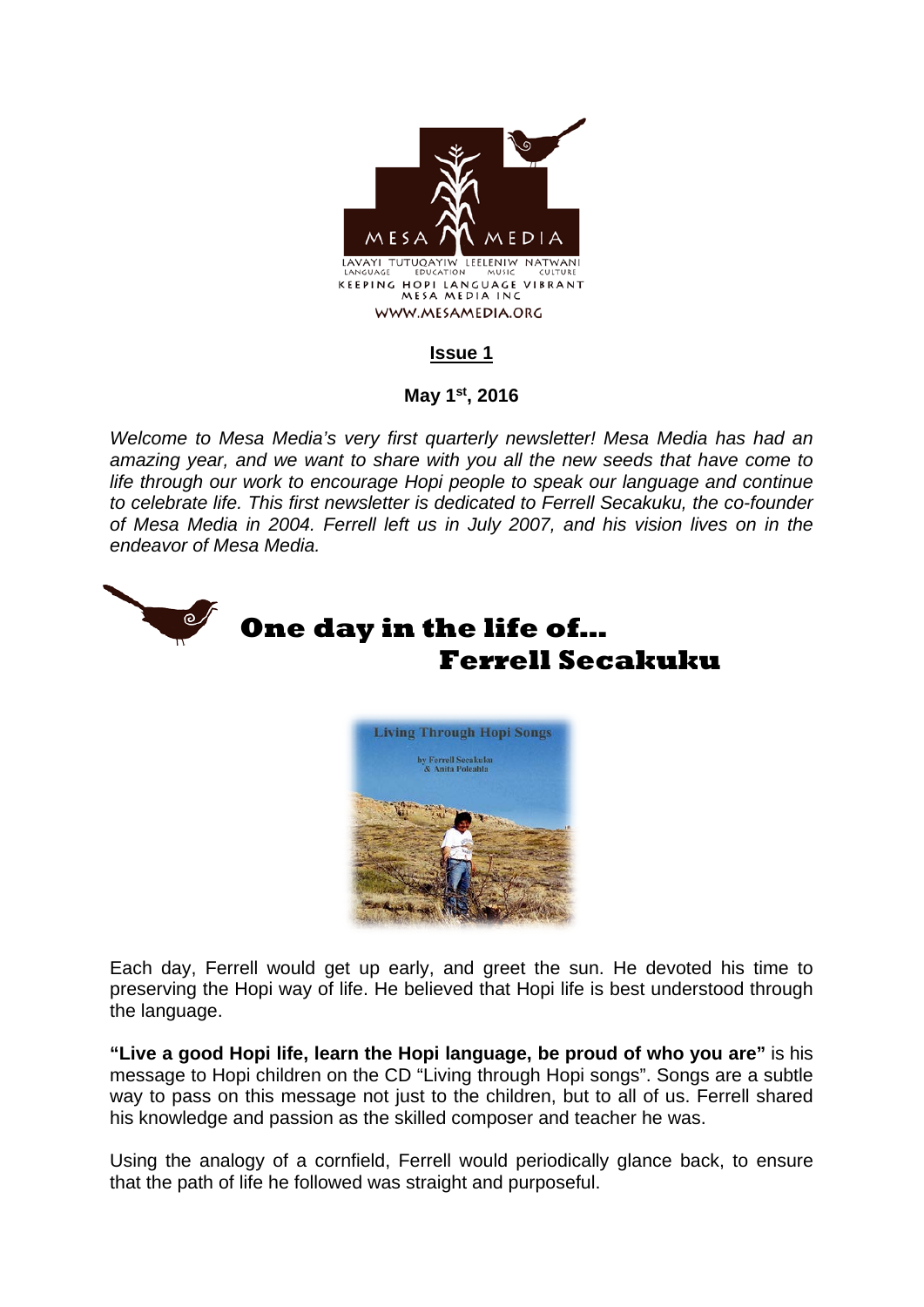MESA MEDIA

LAVAYI TUTUQAYIW LEELENIW NATWANI
LANGUAGE EDUCATION MUSIC CULTURE
KEEPING HOPI LANGUAGE VIBRANT
MESA MEDIA INC
WWW.MESAMEDIA.ORG

**Issue 1**

**May 1st, 2016**

*Welcome to Mesa Media's very first quarterly newsletter! Mesa Media has had an amazing year, and we want to share with you all the new seeds that have come to life through our work to encourage Hopi people to speak our language and continue to celebrate life. This first newsletter is dedicated to Ferrell Secakuku, the co-founder of Mesa Media in 2004. Ferrell left us in July 2007, and his vision lives on in the endeavor of Mesa Media.*

## One day in the life of... Ferrell Secakuku

Living Through Hopi Songs

by Ferrell Secakuku & Anita Poleahla

Each day, Ferrell would get up early, and greet the sun. He devoted his time to preserving the Hopi way of life. He believed that Hopi life is best understood through the language.

**"Live a good Hopi life, learn the Hopi language, be proud of who you are"** is his message to Hopi children on the CD "Living through Hopi songs". Songs are a subtle way to pass on this message not just to the children, but to all of us. Ferrell shared his knowledge and passion as the skilled composer and teacher he was.

Using the analogy of a cornfield, Ferrell would periodically glance back, to ensure that the path of life he followed was straight and purposeful.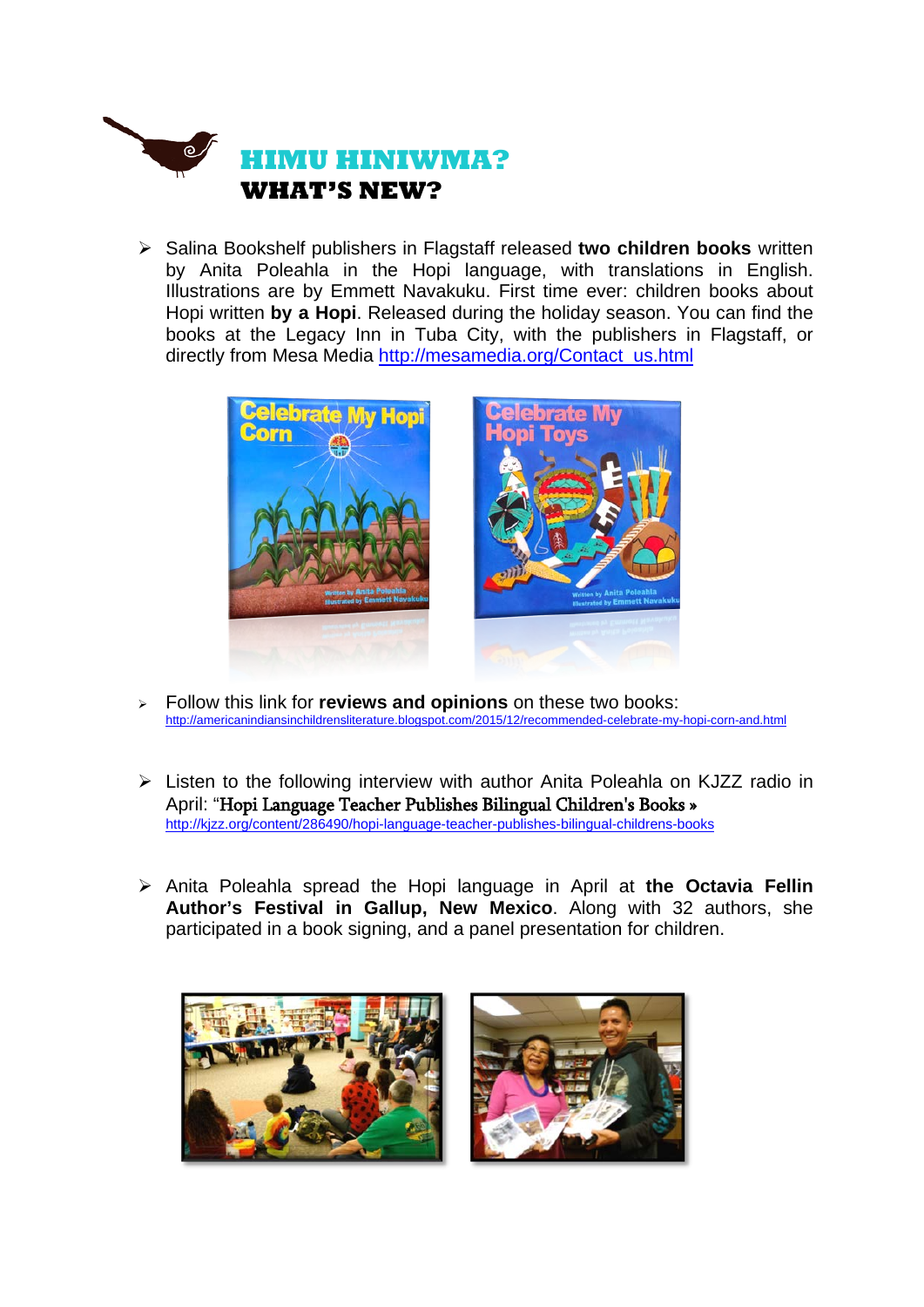# HIMU HINIWMA?
## WHAT'S NEW?

- Salina Bookshelf publishers in Flagstaff released **two children books** written by Anita Poleahla in the Hopi language, with translations in English. Illustrations are by Emmett Navakuku. First time ever: children books about Hopi written **by a Hopi**. Released during the holiday season. You can find the books at the Legacy Inn in Tuba City, with the publishers in Flagstaff, or directly from Mesa Media http://mesamedia.org/Contact_us.html

- Follow this link for **reviews and opinions** on these two books: http://americanindiansinchildrensliterature.blogspot.com/2015/12/recommended-celebrate-my-hopi-corn-and.html

- Listen to the following interview with author Anita Poleahla on KJZZ radio in April: "Hopi Language Teacher Publishes Bilingual Children's Books » http://kjzz.org/content/286490/hopi-language-teacher-publishes-bilingual-childrens-books

- Anita Poleahla spread the Hopi language in April at **the Octavia Fellin Author's Festival in Gallup, New Mexico**. Along with 32 authors, she participated in a book signing, and a panel presentation for children.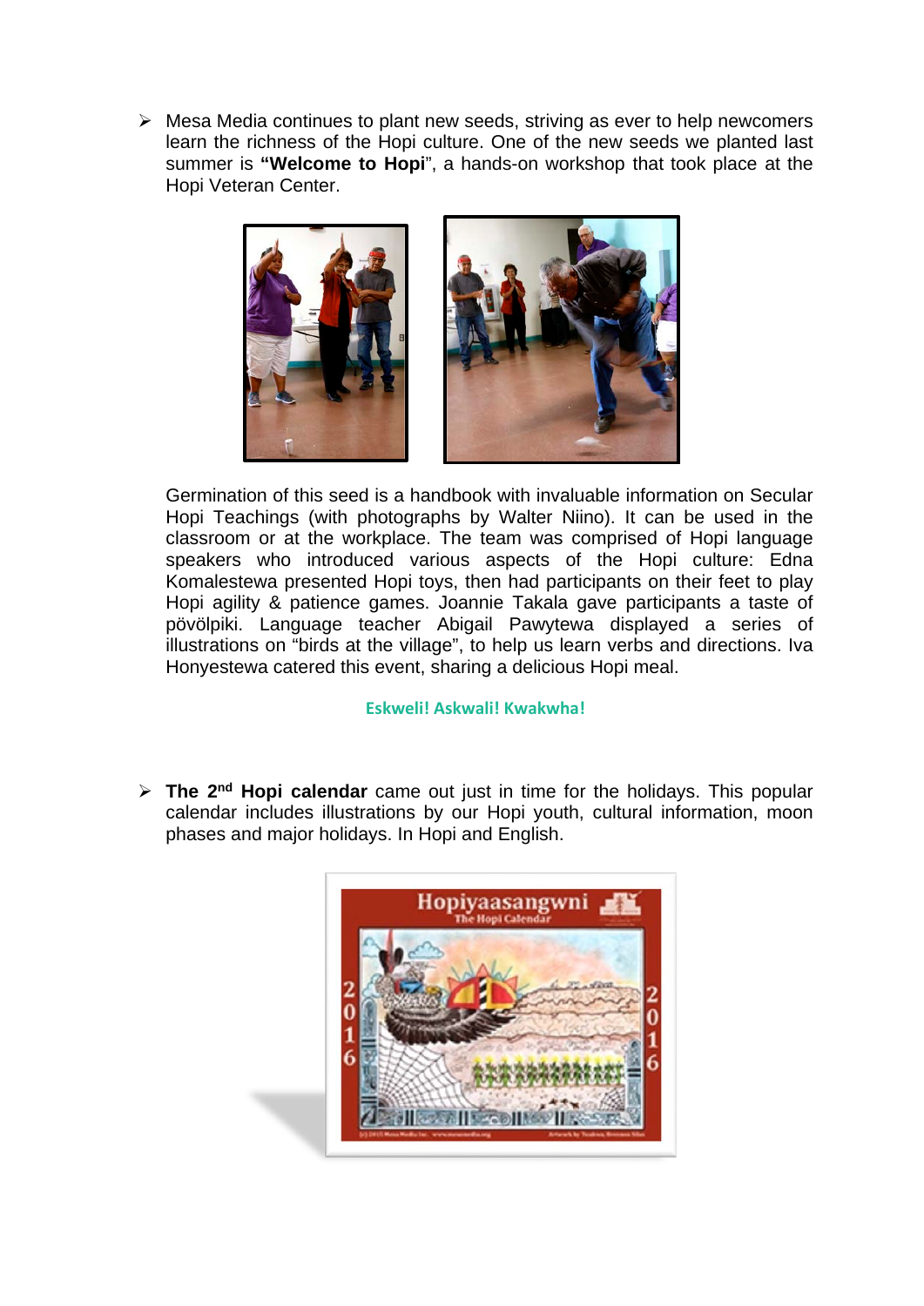- Mesa Media continues to plant new seeds, striving as ever to help newcomers learn the richness of the Hopi culture. One of the new seeds we planted last summer is **"Welcome to Hopi"**, a hands-on workshop that took place at the Hopi Veteran Center.

  Germination of this seed is a handbook with invaluable information on Secular Hopi Teachings (with photographs by Walter Niino). It can be used in the classroom or at the workplace. The team was comprised of Hopi language speakers who introduced various aspects of the Hopi culture: Edna Komalestewa presented Hopi toys, then had participants on their feet to play Hopi agility & patience games. Joannie Takala gave participants a taste of pövölpiki. Language teacher Abigail Pawytewa displayed a series of illustrations on "birds at the village", to help us learn verbs and directions. Iva Honyestewa catered this event, sharing a delicious Hopi meal.

  **Eskweli! Askwali! Kwakwha!**

- **The 2nd Hopi calendar** came out just in time for the holidays. This popular calendar includes illustrations by our Hopi youth, cultural information, moon phases and major holidays. In Hopi and English.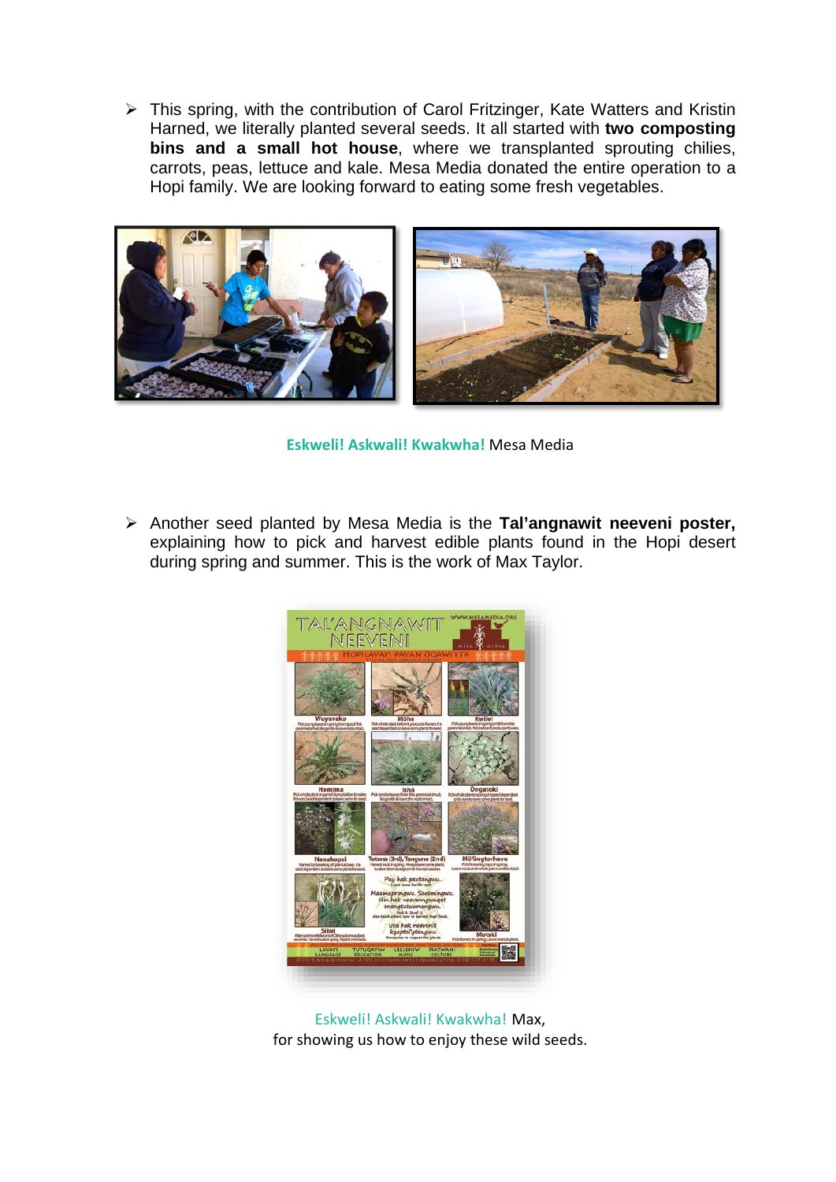- This spring, with the contribution of Carol Fritzinger, Kate Watters and Kristin Harned, we literally planted several seeds. It all started with **two composting bins and a small hot house**, where we transplanted sprouting chilies, carrots, peas, lettuce and kale. Mesa Media donated the entire operation to a Hopi family. We are looking forward to eating some fresh vegetables.

Eskweli! Askwali! Kwakwha! Mesa Media

- Another seed planted by Mesa Media is the **Tal'angnawit neeveni poster,** explaining how to pick and harvest edible plants found in the Hopi desert during spring and summer. This is the work of Max Taylor.

Eskweli! Askwali! Kwakwha! Max,
for showing us how to enjoy these wild seeds.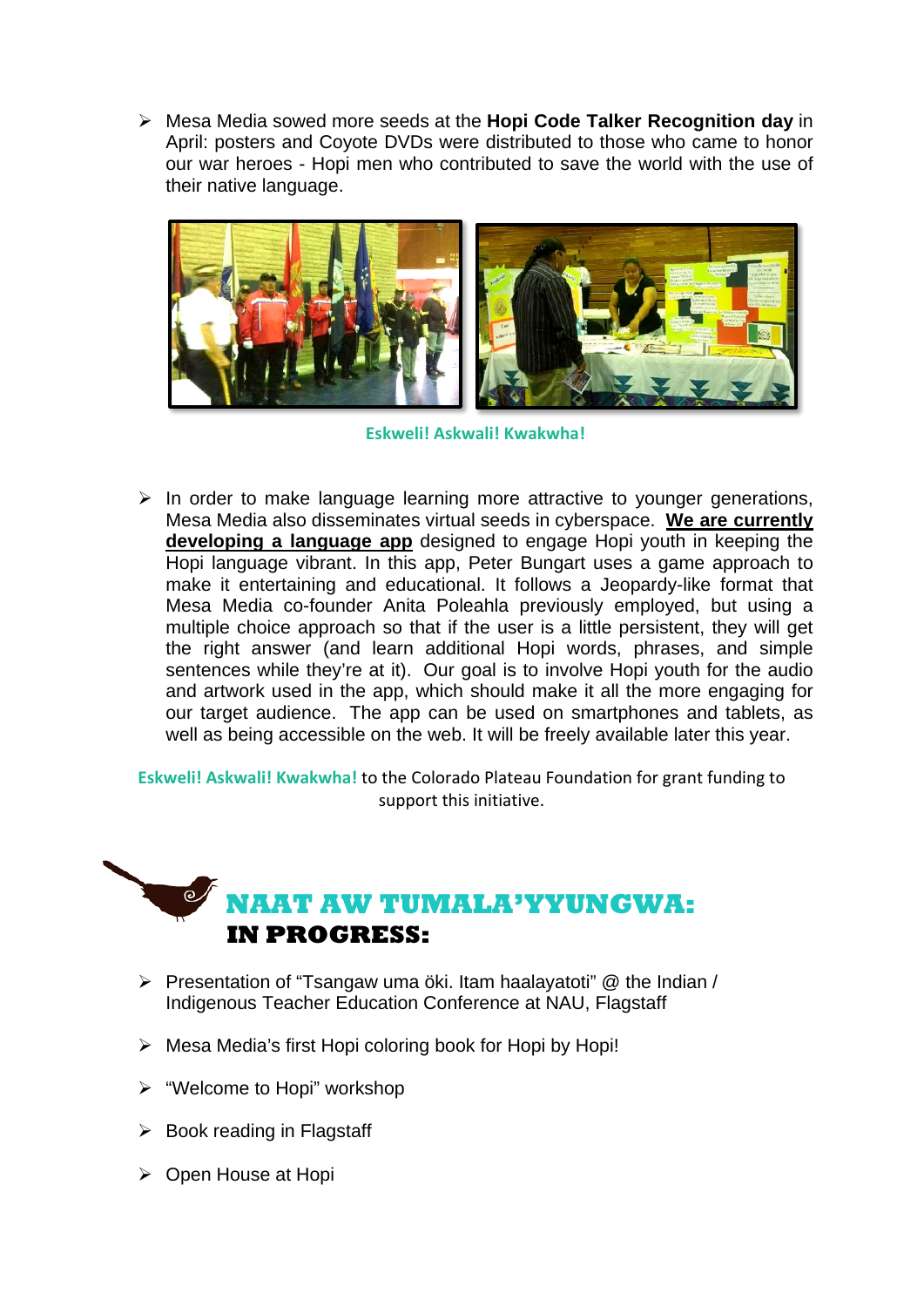- Mesa Media sowed more seeds at the **Hopi Code Talker Recognition day** in April: posters and Coyote DVDs were distributed to those who came to honor our war heroes - Hopi men who contributed to save the world with the use of their native language.

**Eskweli! Askwali! Kwakwha!**

- In order to make language learning more attractive to younger generations, Mesa Media also disseminates virtual seeds in cyberspace. **We are currently developing a language app** designed to engage Hopi youth in keeping the Hopi language vibrant. In this app, Peter Bungart uses a game approach to make it entertaining and educational. It follows a Jeopardy-like format that Mesa Media co-founder Anita Poleahla previously employed, but using a multiple choice approach so that if the user is a little persistent, they will get the right answer (and learn additional Hopi words, phrases, and simple sentences while they're at it). Our goal is to involve Hopi youth for the audio and artwork used in the app, which should make it all the more engaging for our target audience. The app can be used on smartphones and tablets, as well as being accessible on the web. It will be freely available later this year.

**Eskweli! Askwali! Kwakwha!** to the Colorado Plateau Foundation for grant funding to support this initiative.

## NAAT AW TUMALA'YYUNGWA: IN PROGRESS:

- Presentation of "Tsangaw uma öki. Itam haalayatoti" @ the Indian / Indigenous Teacher Education Conference at NAU, Flagstaff
- Mesa Media's first Hopi coloring book for Hopi by Hopi!
- "Welcome to Hopi" workshop
- Book reading in Flagstaff
- Open House at Hopi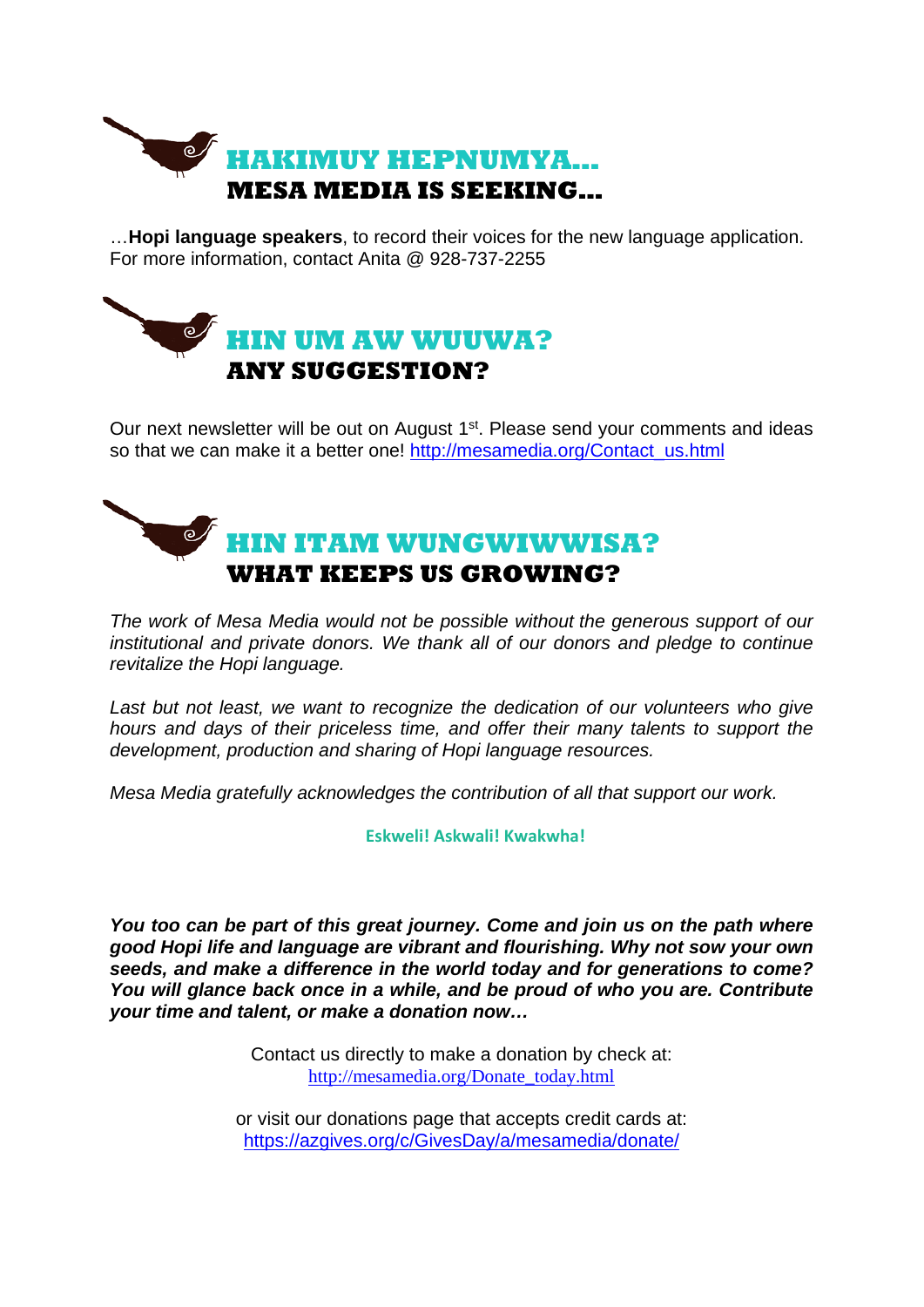## HAKIMUY HEPNUMYA…
## MESA MEDIA IS SEEKING…

…**Hopi language speakers**, to record their voices for the new language application. For more information, contact Anita @ 928-737-2255

## HIN UM AW WUUWA?
## ANY SUGGESTION?

Our next newsletter will be out on August 1st. Please send your comments and ideas so that we can make it a better one! [http://mesamedia.org/Contact_us.html](http://mesamedia.org/Contact_us.html)

## HIN ITAM WUNGWIWWISA?
## WHAT KEEPS US GROWING?

*The work of Mesa Media would not be possible without the generous support of our institutional and private donors. We thank all of our donors and pledge to continue revitalize the Hopi language.*

*Last but not least, we want to recognize the dedication of our volunteers who give hours and days of their priceless time, and offer their many talents to support the development, production and sharing of Hopi language resources.*

*Mesa Media gratefully acknowledges the contribution of all that support our work.*

**Eskweli! Askwali! Kwakwha!**

***You too can be part of this great journey. Come and join us on the path where good Hopi life and language are vibrant and flourishing. Why not sow your own seeds, and make a difference in the world today and for generations to come? You will glance back once in a while, and be proud of who you are. Contribute your time and talent, or make a donation now…***

Contact us directly to make a donation by check at:
[http://mesamedia.org/Donate_today.html](http://mesamedia.org/Donate_today.html)

or visit our donations page that accepts credit cards at:
[https://azgives.org/c/GivesDay/a/mesamedia/donate/](https://azgives.org/c/GivesDay/a/mesamedia/donate/)